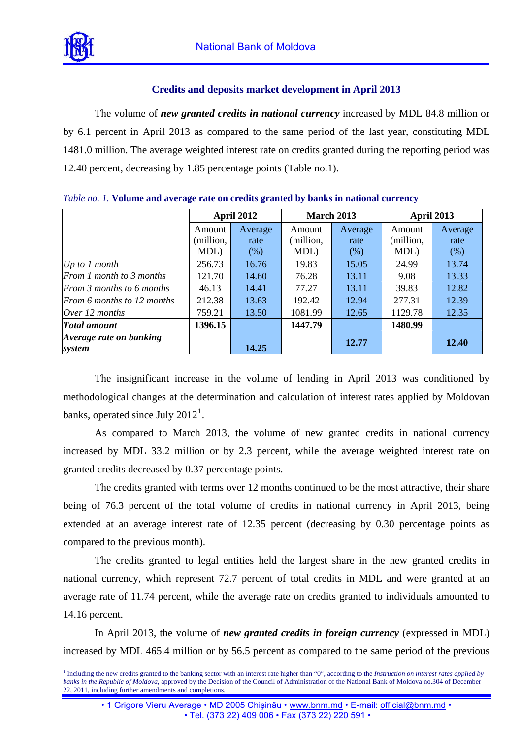## Credits and deposits market development in April 2013

The volume of ***new granted credits in national currency*** increased by MDL 84.8 million or by 6.1 percent in April 2013 as compared to the same period of the last year, constituting MDL 1481.0 million. The average weighted interest rate on credits granted during the reporting period was 12.40 percent, decreasing by 1.85 percentage points (Table no.1).

*Table no. 1.* **Volume and average rate on credits granted by banks in national currency**

| | April 2012 | | March 2013 | | April 2013 | |
|---|---|---|---|---|---|---|
| | Amount (million, MDL) | Average rate (%) | Amount (million, MDL) | Average rate (%) | Amount (million, MDL) | Average rate (%) |
| *Up to 1 month* | 256.73 | 16.76 | 19.83 | 15.05 | 24.99 | 13.74 |
| *From 1 month to 3 months* | 121.70 | 14.60 | 76.28 | 13.11 | 9.08 | 13.33 |
| *From 3 months to 6 months* | 46.13 | 14.41 | 77.27 | 13.11 | 39.83 | 12.82 |
| *From 6 months to 12 months* | 212.38 | 13.63 | 192.42 | 12.94 | 277.31 | 12.39 |
| *Over 12 months* | 759.21 | 13.50 | 1081.99 | 12.65 | 1129.78 | 12.35 |
| ***Total amount*** | **1396.15** | | **1447.79** | | **1480.99** | |
| ***Average rate on banking system*** | | **14.25** | | **12.77** | | **12.40** |

The insignificant increase in the volume of lending in April 2013 was conditioned by methodological changes at the determination and calculation of interest rates applied by Moldovan banks, operated since July 2012[1].

As compared to March 2013, the volume of new granted credits in national currency increased by MDL 33.2 million or by 2.3 percent, while the average weighted interest rate on granted credits decreased by 0.37 percentage points.

The credits granted with terms over 12 months continued to be the most attractive, their share being of 76.3 percent of the total volume of credits in national currency in April 2013, being extended at an average interest rate of 12.35 percent (decreasing by 0.30 percentage points as compared to the previous month).

The credits granted to legal entities held the largest share in the new granted credits in national currency, which represent 72.7 percent of total credits in MDL and were granted at an average rate of 11.74 percent, while the average rate on credits granted to individuals amounted to 14.16 percent.

In April 2013, the volume of ***new granted credits in foreign currency*** (expressed in MDL) increased by MDL 465.4 million or by 56.5 percent as compared to the same period of the previous

[1] Including the new credits granted to the banking sector with an interest rate higher than "0", according to the *Instruction on interest rates applied by banks in the Republic of Moldova*, approved by the Decision of the Council of Administration of the National Bank of Moldova no.304 of December 22, 2011, including further amendments and completions.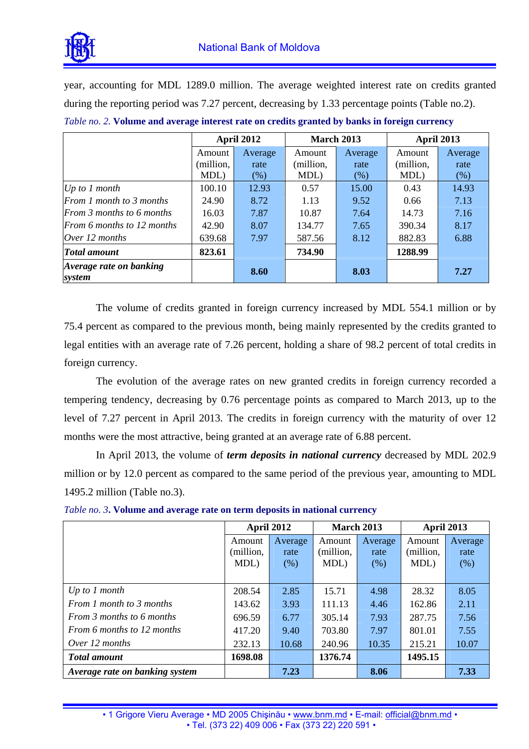year, accounting for MDL 1289.0 million. The average weighted interest rate on credits granted during the reporting period was 7.27 percent, decreasing by 1.33 percentage points (Table no.2).

*Table no. 2.* **Volume and average interest rate on credits granted by banks in foreign currency**

| | **April 2012** | | **March 2013** | | **April 2013** | |
|---|---|---|---|---|---|---|
| | Amount (million, MDL) | Average rate (%) | Amount (million, MDL) | Average rate (%) | Amount (million, MDL) | Average rate (%) |
| *Up to 1 month* | 100.10 | 12.93 | 0.57 | 15.00 | 0.43 | 14.93 |
| *From 1 month to 3 months* | 24.90 | 8.72 | 1.13 | 9.52 | 0.66 | 7.13 |
| *From 3 months to 6 months* | 16.03 | 7.87 | 10.87 | 7.64 | 14.73 | 7.16 |
| *From 6 months to 12 months* | 42.90 | 8.07 | 134.77 | 7.65 | 390.34 | 8.17 |
| *Over 12 months* | 639.68 | 7.97 | 587.56 | 8.12 | 882.83 | 6.88 |
| ***Total amount*** | **823.61** | | **734.90** | | **1288.99** | |
| ***Average rate on banking system*** | | **8.60** | | **8.03** | | **7.27** |

The volume of credits granted in foreign currency increased by MDL 554.1 million or by 75.4 percent as compared to the previous month, being mainly represented by the credits granted to legal entities with an average rate of 7.26 percent, holding a share of 98.2 percent of total credits in foreign currency.

The evolution of the average rates on new granted credits in foreign currency recorded a tempering tendency, decreasing by 0.76 percentage points as compared to March 2013, up to the level of 7.27 percent in April 2013. The credits in foreign currency with the maturity of over 12 months were the most attractive, being granted at an average rate of 6.88 percent.

In April 2013, the volume of ***term deposits in national currency*** decreased by MDL 202.9 million or by 12.0 percent as compared to the same period of the previous year, amounting to MDL 1495.2 million (Table no.3).

*Table no. 3*. **Volume and average rate on term deposits in national currency**

| | **April 2012** | | **March 2013** | | **April 2013** | |
|---|---|---|---|---|---|---|
| | Amount (million, MDL) | Average rate (%) | Amount (million, MDL) | Average rate (%) | Amount (million, MDL) | Average rate (%) |
| *Up to 1 month* | 208.54 | 2.85 | 15.71 | 4.98 | 28.32 | 8.05 |
| *From 1 month to 3 months* | 143.62 | 3.93 | 111.13 | 4.46 | 162.86 | 2.11 |
| *From 3 months to 6 months* | 696.59 | 6.77 | 305.14 | 7.93 | 287.75 | 7.56 |
| *From 6 months to 12 months* | 417.20 | 9.40 | 703.80 | 7.97 | 801.01 | 7.55 |
| *Over 12 months* | 232.13 | 10.68 | 240.96 | 10.35 | 215.21 | 10.07 |
| ***Total amount*** | **1698.08** | | **1376.74** | | **1495.15** | |
| ***Average rate on banking system*** | | **7.23** | | **8.06** | | **7.33** |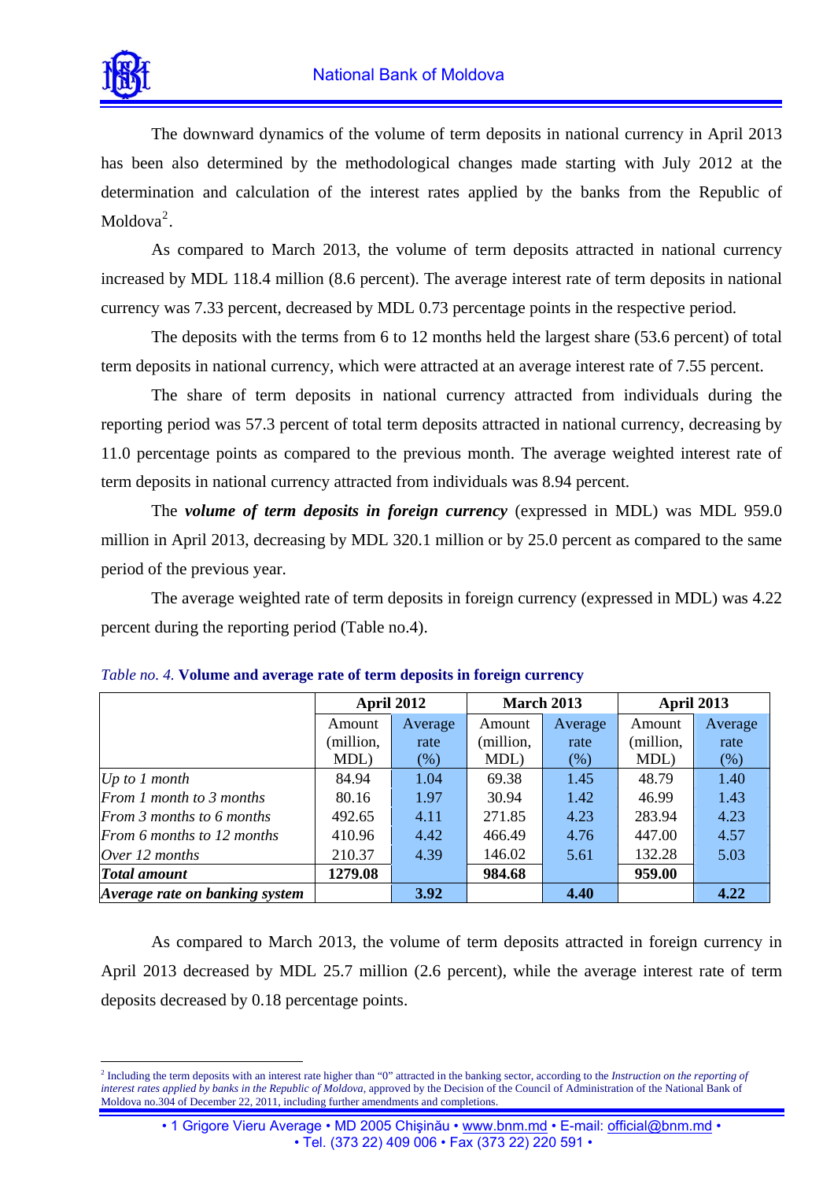The downward dynamics of the volume of term deposits in national currency in April 2013 has been also determined by the methodological changes made starting with July 2012 at the determination and calculation of the interest rates applied by the banks from the Republic of Moldova[2].

As compared to March 2013, the volume of term deposits attracted in national currency increased by MDL 118.4 million (8.6 percent). The average interest rate of term deposits in national currency was 7.33 percent, decreased by MDL 0.73 percentage points in the respective period.

The deposits with the terms from 6 to 12 months held the largest share (53.6 percent) of total term deposits in national currency, which were attracted at an average interest rate of 7.55 percent.

The share of term deposits in national currency attracted from individuals during the reporting period was 57.3 percent of total term deposits attracted in national currency, decreasing by 11.0 percentage points as compared to the previous month. The average weighted interest rate of term deposits in national currency attracted from individuals was 8.94 percent.

The ***volume of term deposits in foreign currency*** (expressed in MDL) was MDL 959.0 million in April 2013, decreasing by MDL 320.1 million or by 25.0 percent as compared to the same period of the previous year.

The average weighted rate of term deposits in foreign currency (expressed in MDL) was 4.22 percent during the reporting period (Table no.4).

*Table no. 4.* **Volume and average rate of term deposits in foreign currency**

| | **April 2012** | | **March 2013** | | **April 2013** | |
|---|---|---|---|---|---|---|
| | Amount (million, MDL) | Average rate (%) | Amount (million, MDL) | Average rate (%) | Amount (million, MDL) | Average rate (%) |
| *Up to 1 month* | 84.94 | 1.04 | 69.38 | 1.45 | 48.79 | 1.40 |
| *From 1 month to 3 months* | 80.16 | 1.97 | 30.94 | 1.42 | 46.99 | 1.43 |
| *From 3 months to 6 months* | 492.65 | 4.11 | 271.85 | 4.23 | 283.94 | 4.23 |
| *From 6 months to 12 months* | 410.96 | 4.42 | 466.49 | 4.76 | 447.00 | 4.57 |
| *Over 12 months* | 210.37 | 4.39 | 146.02 | 5.61 | 132.28 | 5.03 |
| ***Total amount*** | **1279.08** | | **984.68** | | **959.00** | |
| ***Average rate on banking system*** | | **3.92** | | **4.40** | | **4.22** |

As compared to March 2013, the volume of term deposits attracted in foreign currency in April 2013 decreased by MDL 25.7 million (2.6 percent), while the average interest rate of term deposits decreased by 0.18 percentage points.

[2] Including the term deposits with an interest rate higher than "0" attracted in the banking sector, according to the *Instruction on the reporting of interest rates applied by banks in the Republic of Moldova*, approved by the Decision of the Council of Administration of the National Bank of Moldova no.304 of December 22, 2011, including further amendments and completions.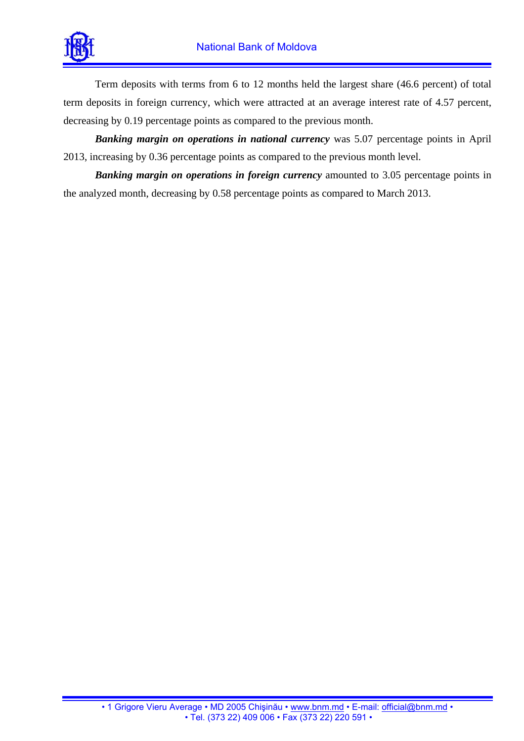Term deposits with terms from 6 to 12 months held the largest share (46.6 percent) of total term deposits in foreign currency, which were attracted at an average interest rate of 4.57 percent, decreasing by 0.19 percentage points as compared to the previous month.

***Banking margin on operations in national currency*** was 5.07 percentage points in April 2013, increasing by 0.36 percentage points as compared to the previous month level.

***Banking margin on operations in foreign currency*** amounted to 3.05 percentage points in the analyzed month, decreasing by 0.58 percentage points as compared to March 2013.